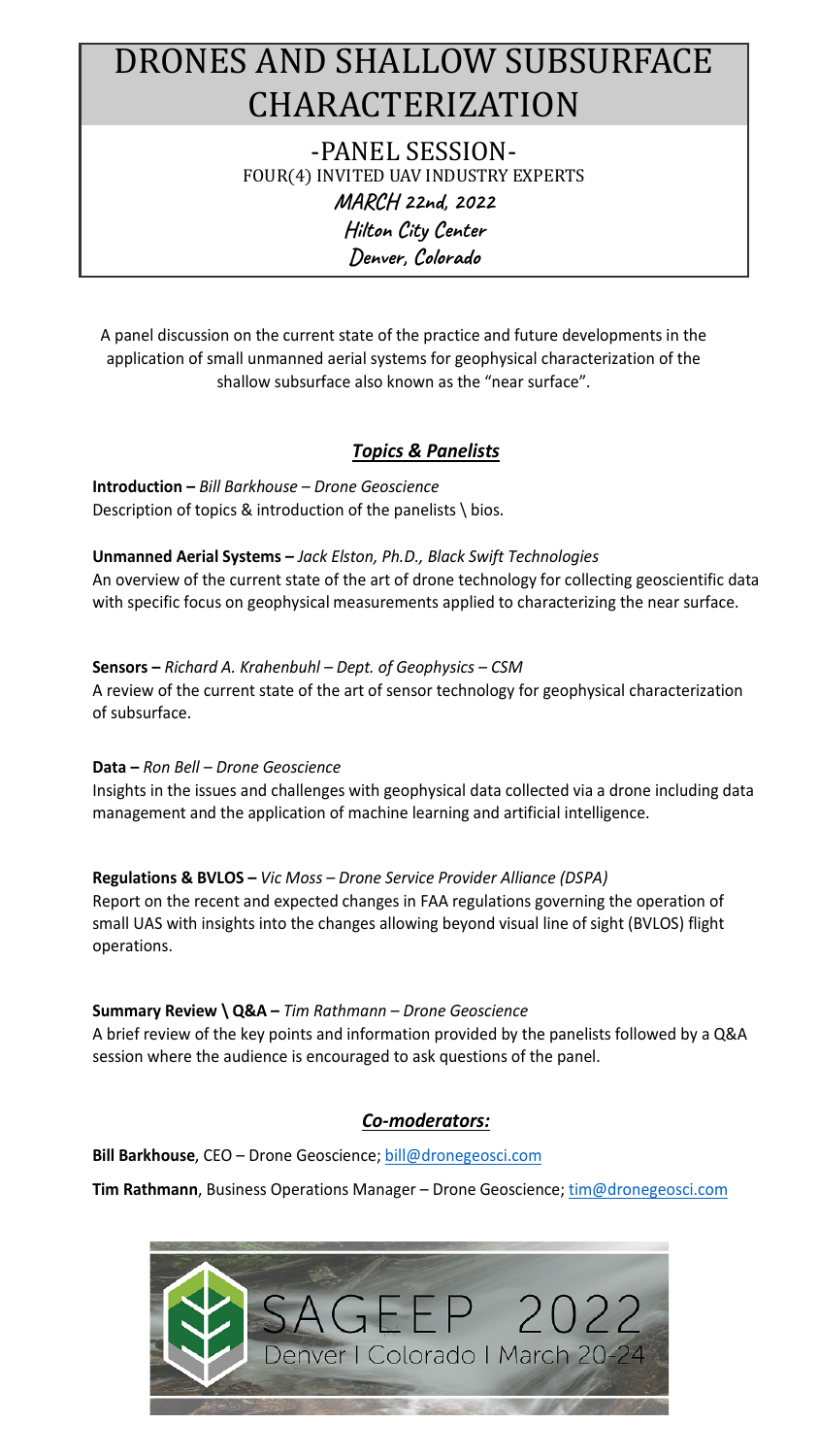# DRONES AND SHALLOW SUBSURFACE CHARACTERIZATION

## -PANEL SESSION-

FOUR(4) INVITED UAV INDUSTRY EXPERTS

**MARCH 22nd, 2022**

**Hilton City Center**

**Denver, Colorado**

A panel discussion on the current state of the practice and future developments in the application of small unmanned aerial systems for geophysical characterization of the shallow subsurface also known as the "near surface".

## ***Topics & Panelists***

**Introduction –** *Bill Barkhouse – Drone Geoscience*
Description of topics & introduction of the panelists \ bios.

**Unmanned Aerial Systems –** *Jack Elston, Ph.D., Black Swift Technologies*
An overview of the current state of the art of drone technology for collecting geoscientific data with specific focus on geophysical measurements applied to characterizing the near surface.

**Sensors –** *Richard A. Krahenbuhl – Dept. of Geophysics – CSM*
A review of the current state of the art of sensor technology for geophysical characterization of subsurface.

**Data –** *Ron Bell – Drone Geoscience*
Insights in the issues and challenges with geophysical data collected via a drone including data management and the application of machine learning and artificial intelligence.

**Regulations & BVLOS –** *Vic Moss – Drone Service Provider Alliance (DSPA)*
Report on the recent and expected changes in FAA regulations governing the operation of small UAS with insights into the changes allowing beyond visual line of sight (BVLOS) flight operations.

**Summary Review \ Q&A –** *Tim Rathmann – Drone Geoscience*
A brief review of the key points and information provided by the panelists followed by a Q&A session where the audience is encouraged to ask questions of the panel.

## ***Co-moderators:***

**Bill Barkhouse**, CEO – Drone Geoscience; bill@dronegeosci.com

**Tim Rathmann**, Business Operations Manager – Drone Geoscience; tim@dronegeosci.com

SAGEEP 2022
Denver | Colorado | March 20-24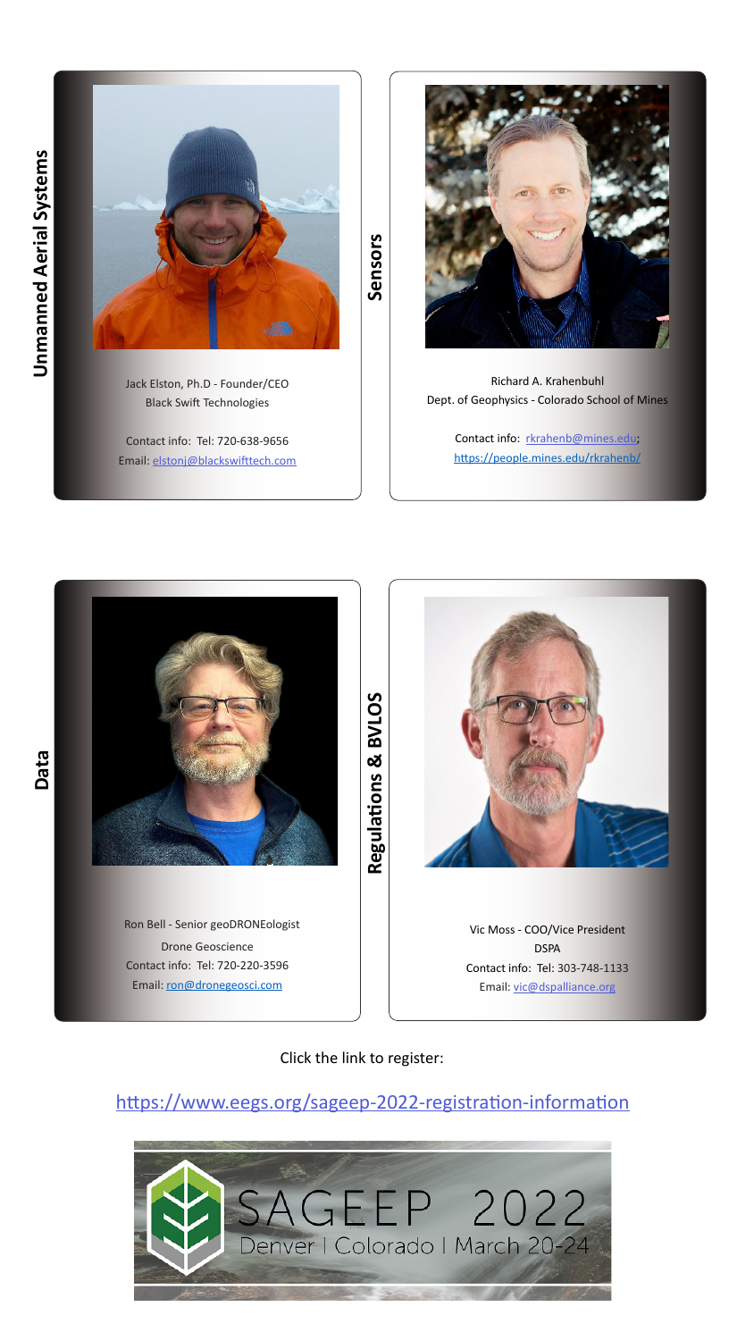## Unmanned Aerial Systems

Jack Elston, Ph.D - Founder/CEO
Black Swift Technologies

Contact info: Tel: 720-638-9656
Email: elstonj@blackswifttech.com

## Sensors

Richard A. Krahenbuhl
Dept. of Geophysics - Colorado School of Mines

Contact info: rkrahenb@mines.edu; https://people.mines.edu/rkrahenb/

## Data

Ron Bell - Senior geoDRONEologist
Drone Geoscience
Contact info: Tel: 720-220-3596
Email: ron@dronegeosci.com

## Regulations & BVLOS

Vic Moss - COO/Vice President
DSPA
Contact info: Tel: 303-748-1133
Email: vic@dspalliance.org

Click the link to register:

https://www.eegs.org/sageep-2022-registration-information

SAGEEP 2022
Denver | Colorado | March 20-24